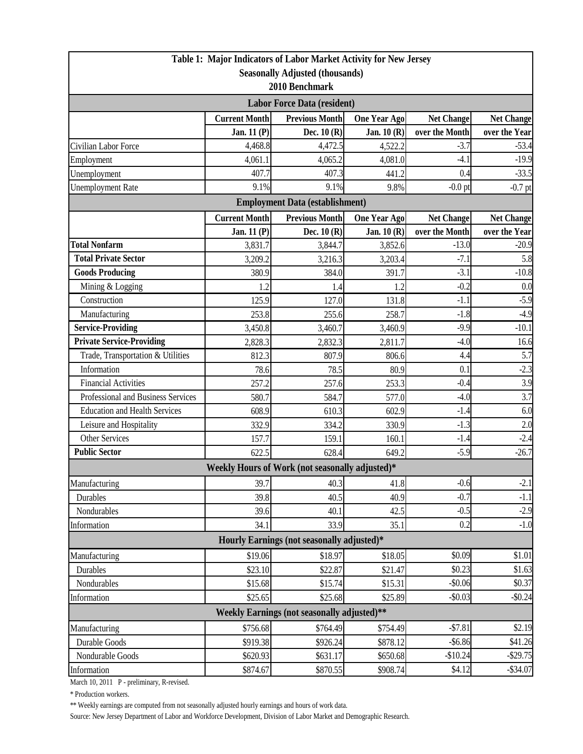# Table 1: Major Indicators of Labor Market Activity for New Jersey

## Seasonally Adjusted (thousands)

### 2010 Benchmark

| Labor Force Data (resident) | | | | | |
|---|---|---|---|---|---|
| | Current Month | Previous Month | One Year Ago | Net Change | Net Change |
| | Jan. 11 (P) | Dec. 10 (R) | Jan. 10 (R) | over the Month | over the Year |
| Civilian Labor Force | 4,468.8 | 4,472.5 | 4,522.2 | -3.7 | -53.4 |
| Employment | 4,061.1 | 4,065.2 | 4,081.0 | -4.1 | -19.9 |
| Unemployment | 407.7 | 407.3 | 441.2 | 0.4 | -33.5 |
| Unemployment Rate | 9.1% | 9.1% | 9.8% | -0.0 pt | -0.7 pt |

| Employment Data (establishment) | | | | | |
|---|---|---|---|---|---|
| | Current Month | Previous Month | One Year Ago | Net Change | Net Change |
| | Jan. 11 (P) | Dec. 10 (R) | Jan. 10 (R) | over the Month | over the Year |
| **Total Nonfarm** | 3,831.7 | 3,844.7 | 3,852.6 | -13.0 | -20.9 |
| **Total Private Sector** | 3,209.2 | 3,216.3 | 3,203.4 | -7.1 | 5.8 |
| **Goods Producing** | 380.9 | 384.0 | 391.7 | -3.1 | -10.8 |
| Mining & Logging | 1.2 | 1.4 | 1.2 | -0.2 | 0.0 |
| Construction | 125.9 | 127.0 | 131.8 | -1.1 | -5.9 |
| Manufacturing | 253.8 | 255.6 | 258.7 | -1.8 | -4.9 |
| **Service-Providing** | 3,450.8 | 3,460.7 | 3,460.9 | -9.9 | -10.1 |
| **Private Service-Providing** | 2,828.3 | 2,832.3 | 2,811.7 | -4.0 | 16.6 |
| Trade, Transportation & Utilities | 812.3 | 807.9 | 806.6 | 4.4 | 5.7 |
| Information | 78.6 | 78.5 | 80.9 | 0.1 | -2.3 |
| Financial Activities | 257.2 | 257.6 | 253.3 | -0.4 | 3.9 |
| Professional and Business Services | 580.7 | 584.7 | 577.0 | -4.0 | 3.7 |
| Education and Health Services | 608.9 | 610.3 | 602.9 | -1.4 | 6.0 |
| Leisure and Hospitality | 332.9 | 334.2 | 330.9 | -1.3 | 2.0 |
| Other Services | 157.7 | 159.1 | 160.1 | -1.4 | -2.4 |
| **Public Sector** | 622.5 | 628.4 | 649.2 | -5.9 | -26.7 |

| Weekly Hours of Work (not seasonally adjusted)* | | | | | |
|---|---|---|---|---|---|
| Manufacturing | 39.7 | 40.3 | 41.8 | -0.6 | -2.1 |
| Durables | 39.8 | 40.5 | 40.9 | -0.7 | -1.1 |
| Nondurables | 39.6 | 40.1 | 42.5 | -0.5 | -2.9 |
| Information | 34.1 | 33.9 | 35.1 | 0.2 | -1.0 |

| Hourly Earnings (not seasonally adjusted)* | | | | | |
|---|---|---|---|---|---|
| Manufacturing | $19.06 | $18.97 | $18.05 | $0.09 | $1.01 |
| Durables | $23.10 | $22.87 | $21.47 | $0.23 | $1.63 |
| Nondurables | $15.68 | $15.74 | $15.31 | -$0.06 | $0.37 |
| Information | $25.65 | $25.68 | $25.89 | -$0.03 | -$0.24 |

| Weekly Earnings (not seasonally adjusted)** | | | | | |
|---|---|---|---|---|---|
| Manufacturing | $756.68 | $764.49 | $754.49 | -$7.81 | $2.19 |
| Durable Goods | $919.38 | $926.24 | $878.12 | -$6.86 | $41.26 |
| Nondurable Goods | $620.93 | $631.17 | $650.68 | -$10.24 | -$29.75 |
| Information | $874.67 | $870.55 | $908.74 | $4.12 | -$34.07 |

March 10, 2011 P - preliminary, R-revised.

\* Production workers.

\*\* Weekly earnings are computed from not seasonally adjusted hourly earnings and hours of work data.

Source: New Jersey Department of Labor and Workforce Development, Division of Labor Market and Demographic Research.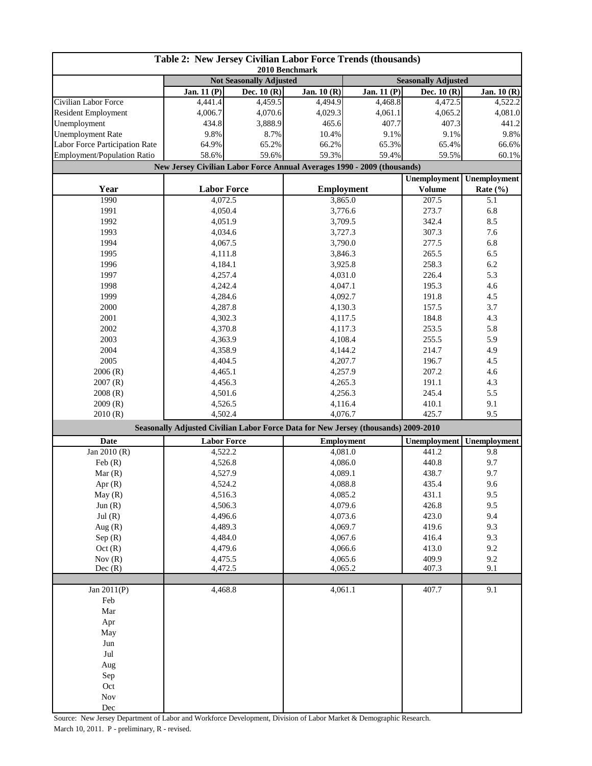# Table 2: New Jersey Civilian Labor Force Trends (thousands)

2010 Benchmark

| | Not Seasonally Adjusted | | | Seasonally Adjusted | | |
|---|---|---|---|---|---|---|
| | Jan. 11 (P) | Dec. 10 (R) | Jan. 10 (R) | Jan. 11 (P) | Dec. 10 (R) | Jan. 10 (R) |
| Civilian Labor Force | 4,441.4 | 4,459.5 | 4,494.9 | 4,468.8 | 4,472.5 | 4,522.2 |
| Resident Employment | 4,006.7 | 4,070.6 | 4,029.3 | 4,061.1 | 4,065.2 | 4,081.0 |
| Unemployment | 434.8 | 3,888.9 | 465.6 | 407.7 | 407.3 | 441.2 |
| Unemployment Rate | 9.8% | 8.7% | 10.4% | 9.1% | 9.1% | 9.8% |
| Labor Force Participation Rate | 64.9% | 65.2% | 66.2% | 65.3% | 65.4% | 66.6% |
| Employment/Population Ratio | 58.6% | 59.6% | 59.3% | 59.4% | 59.5% | 60.1% |

## New Jersey Civilian Labor Force Annual Averages 1990 - 2009 (thousands)

| Year | Labor Force | Employment | Unemployment Volume | Unemployment Rate (%) |
|---|---|---|---|---|
| 1990 | 4,072.5 | 3,865.0 | 207.5 | 5.1 |
| 1991 | 4,050.4 | 3,776.6 | 273.7 | 6.8 |
| 1992 | 4,051.9 | 3,709.5 | 342.4 | 8.5 |
| 1993 | 4,034.6 | 3,727.3 | 307.3 | 7.6 |
| 1994 | 4,067.5 | 3,790.0 | 277.5 | 6.8 |
| 1995 | 4,111.8 | 3,846.3 | 265.5 | 6.5 |
| 1996 | 4,184.1 | 3,925.8 | 258.3 | 6.2 |
| 1997 | 4,257.4 | 4,031.0 | 226.4 | 5.3 |
| 1998 | 4,242.4 | 4,047.1 | 195.3 | 4.6 |
| 1999 | 4,284.6 | 4,092.7 | 191.8 | 4.5 |
| 2000 | 4,287.8 | 4,130.3 | 157.5 | 3.7 |
| 2001 | 4,302.3 | 4,117.5 | 184.8 | 4.3 |
| 2002 | 4,370.8 | 4,117.3 | 253.5 | 5.8 |
| 2003 | 4,363.9 | 4,108.4 | 255.5 | 5.9 |
| 2004 | 4,358.9 | 4,144.2 | 214.7 | 4.9 |
| 2005 | 4,404.5 | 4,207.7 | 196.7 | 4.5 |
| 2006 (R) | 4,465.1 | 4,257.9 | 207.2 | 4.6 |
| 2007 (R) | 4,456.3 | 4,265.3 | 191.1 | 4.3 |
| 2008 (R) | 4,501.6 | 4,256.3 | 245.4 | 5.5 |
| 2009 (R) | 4,526.5 | 4,116.4 | 410.1 | 9.1 |
| 2010 (R) | 4,502.4 | 4,076.7 | 425.7 | 9.5 |

## Seasonally Adjusted Civilian Labor Force Data for New Jersey (thousands) 2009-2010

| Date | Labor Force | Employment | Unemployment | Unemployment |
|---|---|---|---|---|
| Jan 2010 (R) | 4,522.2 | 4,081.0 | 441.2 | 9.8 |
| Feb (R) | 4,526.8 | 4,086.0 | 440.8 | 9.7 |
| Mar (R) | 4,527.9 | 4,089.1 | 438.7 | 9.7 |
| Apr (R) | 4,524.2 | 4,088.8 | 435.4 | 9.6 |
| May (R) | 4,516.3 | 4,085.2 | 431.1 | 9.5 |
| Jun (R) | 4,506.3 | 4,079.6 | 426.8 | 9.5 |
| Jul (R) | 4,496.6 | 4,073.6 | 423.0 | 9.4 |
| Aug (R) | 4,489.3 | 4,069.7 | 419.6 | 9.3 |
| Sep (R) | 4,484.0 | 4,067.6 | 416.4 | 9.3 |
| Oct (R) | 4,479.6 | 4,066.6 | 413.0 | 9.2 |
| Nov (R) | 4,475.5 | 4,065.6 | 409.9 | 9.2 |
| Dec (R) | 4,472.5 | 4,065.2 | 407.3 | 9.1 |
| | | | | |
| Jan 2011(P) | 4,468.8 | 4,061.1 | 407.7 | 9.1 |
| Feb | | | | |
| Mar | | | | |
| Apr | | | | |
| May | | | | |
| Jun | | | | |
| Jul | | | | |
| Aug | | | | |
| Sep | | | | |
| Oct | | | | |
| Nov | | | | |
| Dec | | | | |

Source: New Jersey Department of Labor and Workforce Development, Division of Labor Market & Demographic Research.
March 10, 2011. P - preliminary, R - revised.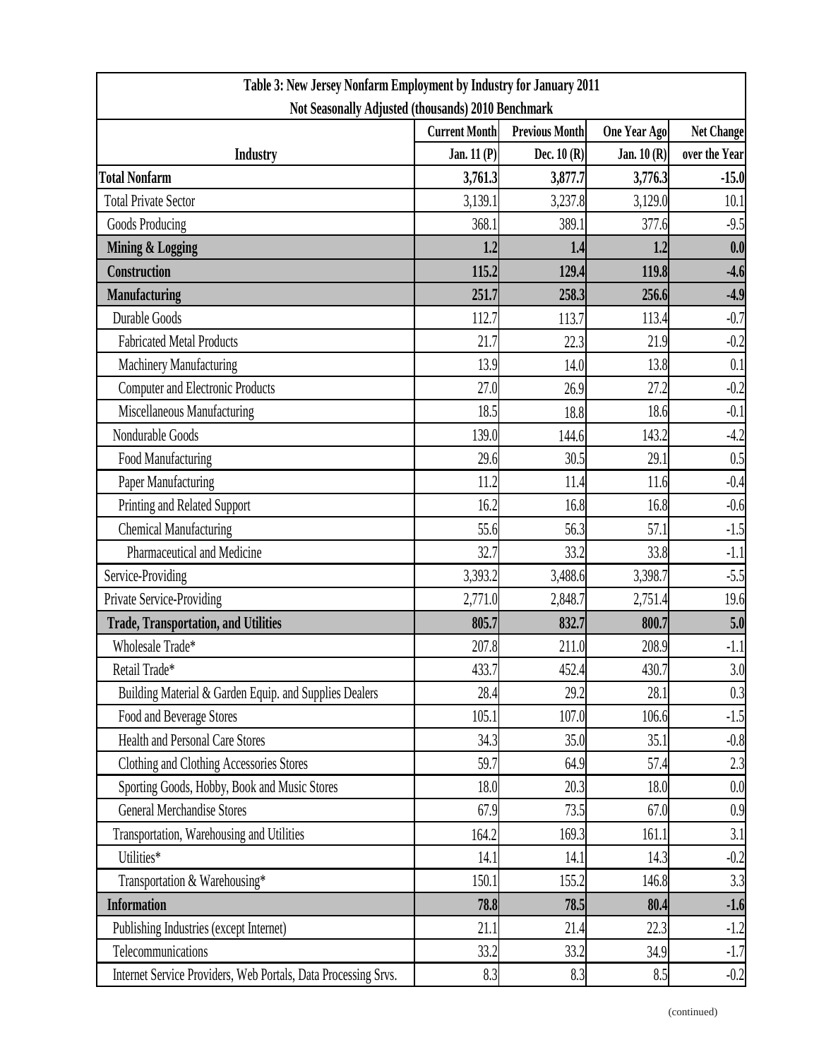| Table 3: New Jersey Nonfarm Employment by Industry for January 2011<br>Not Seasonally Adjusted (thousands) 2010 Benchmark | | | | |
|---|---|---|---|---|
| | Current Month | Previous Month | One Year Ago | Net Change |
| Industry | Jan. 11 (P) | Dec. 10 (R) | Jan. 10 (R) | over the Year |
| **Total Nonfarm** | **3,761.3** | **3,877.7** | **3,776.3** | **-15.0** |
| Total Private Sector | 3,139.1 | 3,237.8 | 3,129.0 | 10.1 |
| Goods Producing | 368.1 | 389.1 | 377.6 | -9.5 |
| **Mining & Logging** | **1.2** | **1.4** | **1.2** | **0.0** |
| **Construction** | **115.2** | **129.4** | **119.8** | **-4.6** |
| **Manufacturing** | **251.7** | **258.3** | **256.6** | **-4.9** |
| Durable Goods | 112.7 | 113.7 | 113.4 | -0.7 |
| Fabricated Metal Products | 21.7 | 22.3 | 21.9 | -0.2 |
| Machinery Manufacturing | 13.9 | 14.0 | 13.8 | 0.1 |
| Computer and Electronic Products | 27.0 | 26.9 | 27.2 | -0.2 |
| Miscellaneous Manufacturing | 18.5 | 18.8 | 18.6 | -0.1 |
| Nondurable Goods | 139.0 | 144.6 | 143.2 | -4.2 |
| Food Manufacturing | 29.6 | 30.5 | 29.1 | 0.5 |
| Paper Manufacturing | 11.2 | 11.4 | 11.6 | -0.4 |
| Printing and Related Support | 16.2 | 16.8 | 16.8 | -0.6 |
| Chemical Manufacturing | 55.6 | 56.3 | 57.1 | -1.5 |
| Pharmaceutical and Medicine | 32.7 | 33.2 | 33.8 | -1.1 |
| Service-Providing | 3,393.2 | 3,488.6 | 3,398.7 | -5.5 |
| Private Service-Providing | 2,771.0 | 2,848.7 | 2,751.4 | 19.6 |
| **Trade, Transportation, and Utilities** | **805.7** | **832.7** | **800.7** | **5.0** |
| Wholesale Trade* | 207.8 | 211.0 | 208.9 | -1.1 |
| Retail Trade* | 433.7 | 452.4 | 430.7 | 3.0 |
| Building Material & Garden Equip. and Supplies Dealers | 28.4 | 29.2 | 28.1 | 0.3 |
| Food and Beverage Stores | 105.1 | 107.0 | 106.6 | -1.5 |
| Health and Personal Care Stores | 34.3 | 35.0 | 35.1 | -0.8 |
| Clothing and Clothing Accessories Stores | 59.7 | 64.9 | 57.4 | 2.3 |
| Sporting Goods, Hobby, Book and Music Stores | 18.0 | 20.3 | 18.0 | 0.0 |
| General Merchandise Stores | 67.9 | 73.5 | 67.0 | 0.9 |
| Transportation, Warehousing and Utilities | 164.2 | 169.3 | 161.1 | 3.1 |
| Utilities* | 14.1 | 14.1 | 14.3 | -0.2 |
| Transportation & Warehousing* | 150.1 | 155.2 | 146.8 | 3.3 |
| **Information** | **78.8** | **78.5** | **80.4** | **-1.6** |
| Publishing Industries (except Internet) | 21.1 | 21.4 | 22.3 | -1.2 |
| Telecommunications | 33.2 | 33.2 | 34.9 | -1.7 |
| Internet Service Providers, Web Portals, Data Processing Srvs. | 8.3 | 8.3 | 8.5 | -0.2 |

(continued)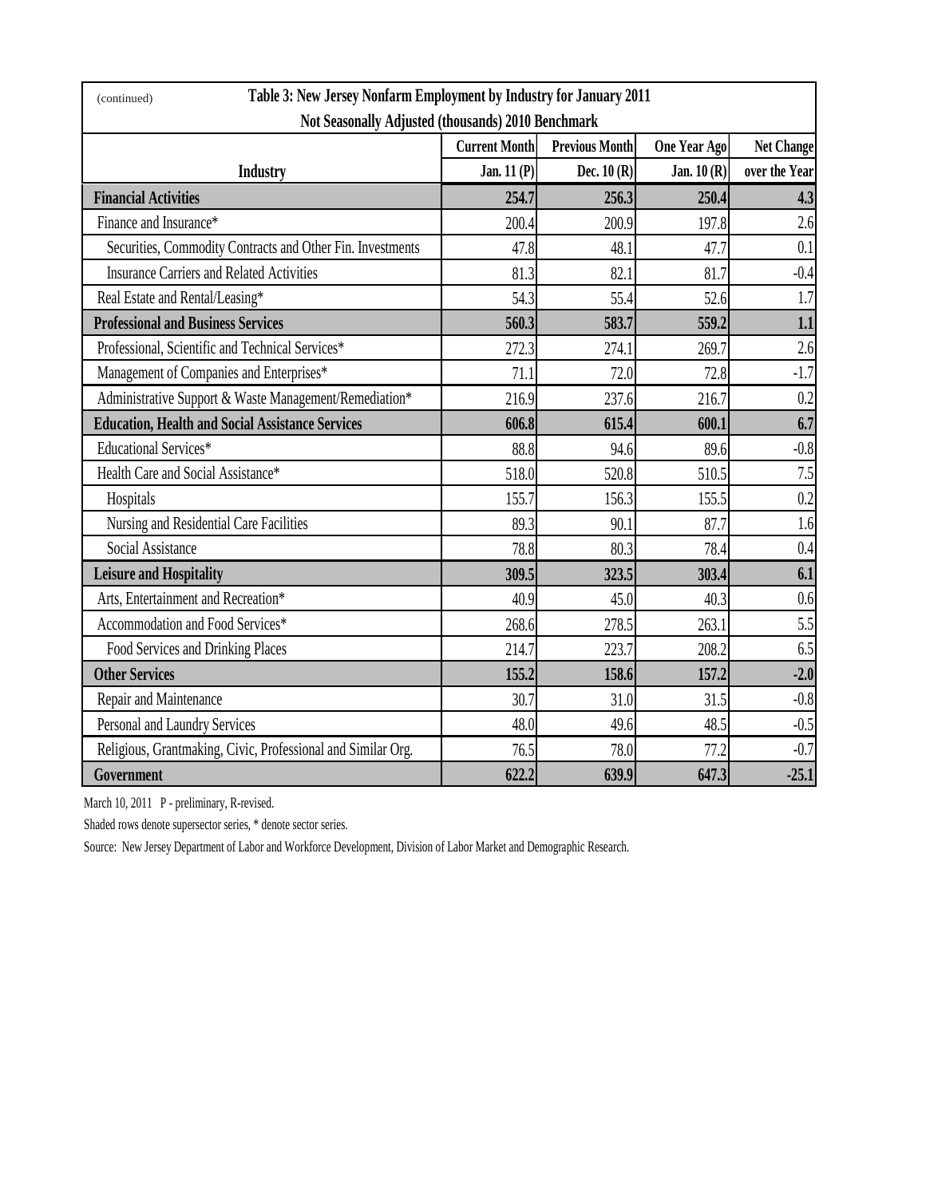(continued)

## Table 3: New Jersey Nonfarm Employment by Industry for January 2011

### Not Seasonally Adjusted (thousands) 2010 Benchmark

| Industry | Current Month Jan. 11 (P) | Previous Month Dec. 10 (R) | One Year Ago Jan. 10 (R) | Net Change over the Year |
|---|---|---|---|---|
| **Financial Activities** | **254.7** | **256.3** | **250.4** | **4.3** |
| Finance and Insurance* | 200.4 | 200.9 | 197.8 | 2.6 |
| Securities, Commodity Contracts and Other Fin. Investments | 47.8 | 48.1 | 47.7 | 0.1 |
| Insurance Carriers and Related Activities | 81.3 | 82.1 | 81.7 | -0.4 |
| Real Estate and Rental/Leasing* | 54.3 | 55.4 | 52.6 | 1.7 |
| **Professional and Business Services** | **560.3** | **583.7** | **559.2** | **1.1** |
| Professional, Scientific and Technical Services* | 272.3 | 274.1 | 269.7 | 2.6 |
| Management of Companies and Enterprises* | 71.1 | 72.0 | 72.8 | -1.7 |
| Administrative Support & Waste Management/Remediation* | 216.9 | 237.6 | 216.7 | 0.2 |
| **Education, Health and Social Assistance Services** | **606.8** | **615.4** | **600.1** | **6.7** |
| Educational Services* | 88.8 | 94.6 | 89.6 | -0.8 |
| Health Care and Social Assistance* | 518.0 | 520.8 | 510.5 | 7.5 |
| Hospitals | 155.7 | 156.3 | 155.5 | 0.2 |
| Nursing and Residential Care Facilities | 89.3 | 90.1 | 87.7 | 1.6 |
| Social Assistance | 78.8 | 80.3 | 78.4 | 0.4 |
| **Leisure and Hospitality** | **309.5** | **323.5** | **303.4** | **6.1** |
| Arts, Entertainment and Recreation* | 40.9 | 45.0 | 40.3 | 0.6 |
| Accommodation and Food Services* | 268.6 | 278.5 | 263.1 | 5.5 |
| Food Services and Drinking Places | 214.7 | 223.7 | 208.2 | 6.5 |
| **Other Services** | **155.2** | **158.6** | **157.2** | **-2.0** |
| Repair and Maintenance | 30.7 | 31.0 | 31.5 | -0.8 |
| Personal and Laundry Services | 48.0 | 49.6 | 48.5 | -0.5 |
| Religious, Grantmaking, Civic, Professional and Similar Org. | 76.5 | 78.0 | 77.2 | -0.7 |
| **Government** | **622.2** | **639.9** | **647.3** | **-25.1** |

March 10, 2011 P - preliminary, R-revised.

Shaded rows denote supersector series, * denote sector series.

Source: New Jersey Department of Labor and Workforce Development, Division of Labor Market and Demographic Research.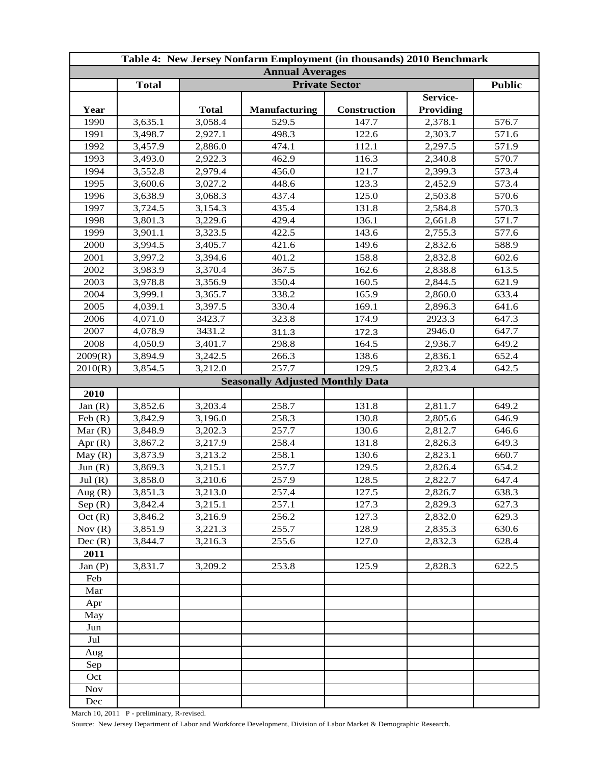| Table 4: New Jersey Nonfarm Employment (in thousands) 2010 Benchmark | | | | | | |
|---|---|---|---|---|---|---|
| **Annual Averages** | | | | | | |
| | **Total** | **Private Sector** | | | | **Public** |
| **Year** | | **Total** | **Manufacturing** | **Construction** | **Service-Providing** | |
| 1990 | 3,635.1 | 3,058.4 | 529.5 | 147.7 | 2,378.1 | 576.7 |
| 1991 | 3,498.7 | 2,927.1 | 498.3 | 122.6 | 2,303.7 | 571.6 |
| 1992 | 3,457.9 | 2,886.0 | 474.1 | 112.1 | 2,297.5 | 571.9 |
| 1993 | 3,493.0 | 2,922.3 | 462.9 | 116.3 | 2,340.8 | 570.7 |
| 1994 | 3,552.8 | 2,979.4 | 456.0 | 121.7 | 2,399.3 | 573.4 |
| 1995 | 3,600.6 | 3,027.2 | 448.6 | 123.3 | 2,452.9 | 573.4 |
| 1996 | 3,638.9 | 3,068.3 | 437.4 | 125.0 | 2,503.8 | 570.6 |
| 1997 | 3,724.5 | 3,154.3 | 435.4 | 131.8 | 2,584.8 | 570.3 |
| 1998 | 3,801.3 | 3,229.6 | 429.4 | 136.1 | 2,661.8 | 571.7 |
| 1999 | 3,901.1 | 3,323.5 | 422.5 | 143.6 | 2,755.3 | 577.6 |
| 2000 | 3,994.5 | 3,405.7 | 421.6 | 149.6 | 2,832.6 | 588.9 |
| 2001 | 3,997.2 | 3,394.6 | 401.2 | 158.8 | 2,832.8 | 602.6 |
| 2002 | 3,983.9 | 3,370.4 | 367.5 | 162.6 | 2,838.8 | 613.5 |
| 2003 | 3,978.8 | 3,356.9 | 350.4 | 160.5 | 2,844.5 | 621.9 |
| 2004 | 3,999.1 | 3,365.7 | 338.2 | 165.9 | 2,860.0 | 633.4 |
| 2005 | 4,039.1 | 3,397.5 | 330.4 | 169.1 | 2,896.3 | 641.6 |
| 2006 | 4,071.0 | 3423.7 | 323.8 | 174.9 | 2923.3 | 647.3 |
| 2007 | 4,078.9 | 3431.2 | 311.3 | 172.3 | 2946.0 | 647.7 |
| 2008 | 4,050.9 | 3,401.7 | 298.8 | 164.5 | 2,936.7 | 649.2 |
| 2009(R) | 3,894.9 | 3,242.5 | 266.3 | 138.6 | 2,836.1 | 652.4 |
| 2010(R) | 3,854.5 | 3,212.0 | 257.7 | 129.5 | 2,823.4 | 642.5 |
| **Seasonally Adjusted Monthly Data** | | | | | | |
| **2010** | | | | | | |
| Jan (R) | 3,852.6 | 3,203.4 | 258.7 | 131.8 | 2,811.7 | 649.2 |
| Feb (R) | 3,842.9 | 3,196.0 | 258.3 | 130.8 | 2,805.6 | 646.9 |
| Mar (R) | 3,848.9 | 3,202.3 | 257.7 | 130.6 | 2,812.7 | 646.6 |
| Apr (R) | 3,867.2 | 3,217.9 | 258.4 | 131.8 | 2,826.3 | 649.3 |
| May (R) | 3,873.9 | 3,213.2 | 258.1 | 130.6 | 2,823.1 | 660.7 |
| Jun (R) | 3,869.3 | 3,215.1 | 257.7 | 129.5 | 2,826.4 | 654.2 |
| Jul (R) | 3,858.0 | 3,210.6 | 257.9 | 128.5 | 2,822.7 | 647.4 |
| Aug (R) | 3,851.3 | 3,213.0 | 257.4 | 127.5 | 2,826.7 | 638.3 |
| Sep (R) | 3,842.4 | 3,215.1 | 257.1 | 127.3 | 2,829.3 | 627.3 |
| Oct (R) | 3,846.2 | 3,216.9 | 256.2 | 127.3 | 2,832.0 | 629.3 |
| Nov (R) | 3,851.9 | 3,221.3 | 255.7 | 128.9 | 2,835.3 | 630.6 |
| Dec (R) | 3,844.7 | 3,216.3 | 255.6 | 127.0 | 2,832.3 | 628.4 |
| **2011** | | | | | | |
| Jan (P) | 3,831.7 | 3,209.2 | 253.8 | 125.9 | 2,828.3 | 622.5 |
| Feb | | | | | | |
| Mar | | | | | | |
| Apr | | | | | | |
| May | | | | | | |
| Jun | | | | | | |
| Jul | | | | | | |
| Aug | | | | | | |
| Sep | | | | | | |
| Oct | | | | | | |
| Nov | | | | | | |
| Dec | | | | | | |

March 10, 2011 P - preliminary, R-revised.

Source: New Jersey Department of Labor and Workforce Development, Division of Labor Market & Demographic Research.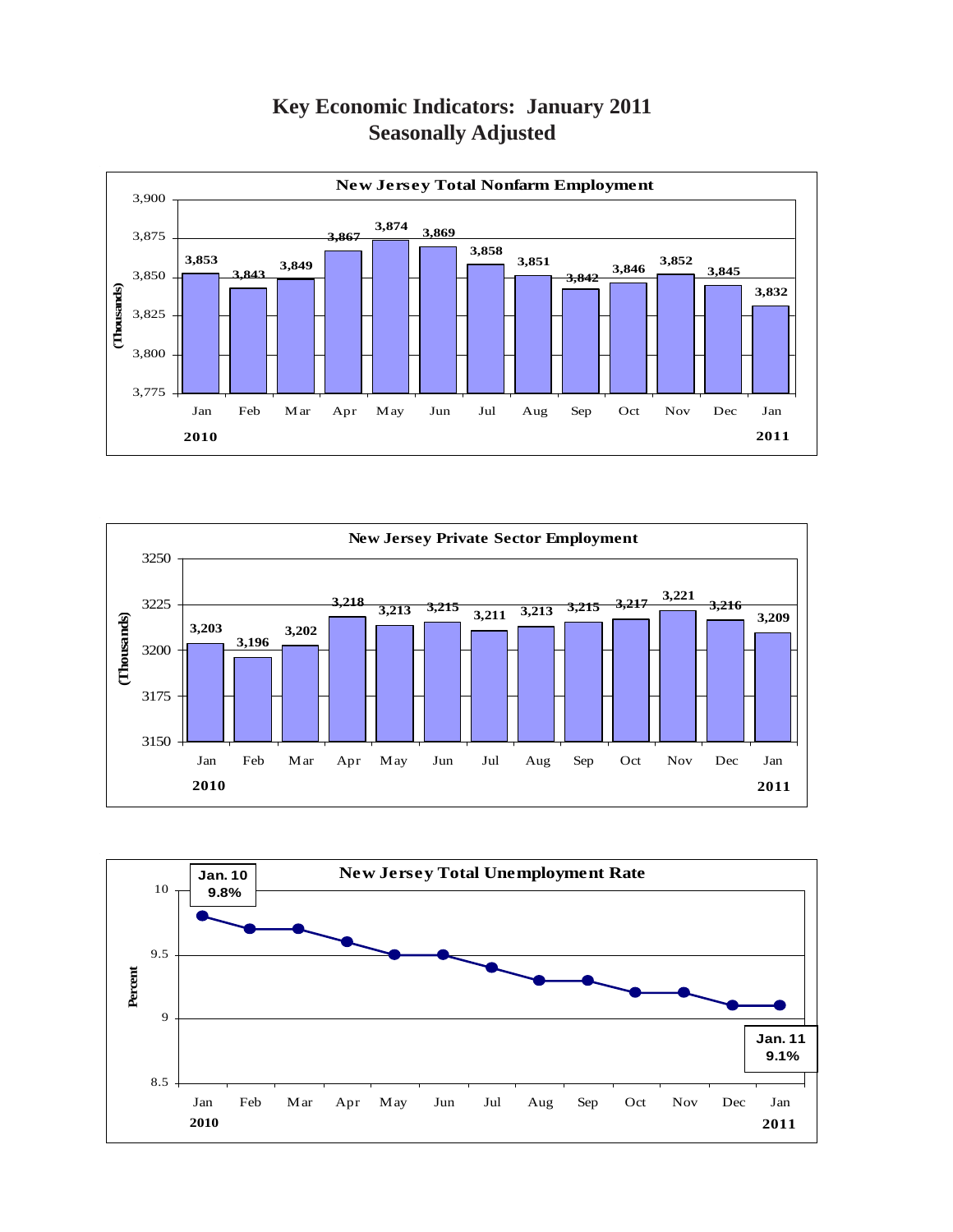# Key Economic Indicators: January 2011
## Seasonally Adjusted

**New Jersey Total Nonfarm Employment**

(Thousands)

3,900
3,875
3,850
3,825
3,800
3,775

3,853 3,843 3,849 3,867 3,874 3,869 3,858 3,851 3,842 3,846 3,852 3,845 3,832

Jan Feb Mar Apr May Jun Jul Aug Sep Oct Nov Dec Jan

2010 2011

**New Jersey Private Sector Employment**

(Thousands)

3250
3225
3200
3175
3150

3,203 3,196 3,202 3,218 3,213 3,215 3,211 3,213 3,215 3,217 3,221 3,216 3,209

Jan Feb Mar Apr May Jun Jul Aug Sep Oct Nov Dec Jan

2010 2011

**New Jersey Total Unemployment Rate**

Percent

10
9.5
9
8.5

Jan. 10
9.8%

Jan. 11
9.1%

Jan Feb Mar Apr May Jun Jul Aug Sep Oct Nov Dec Jan

2010 2011